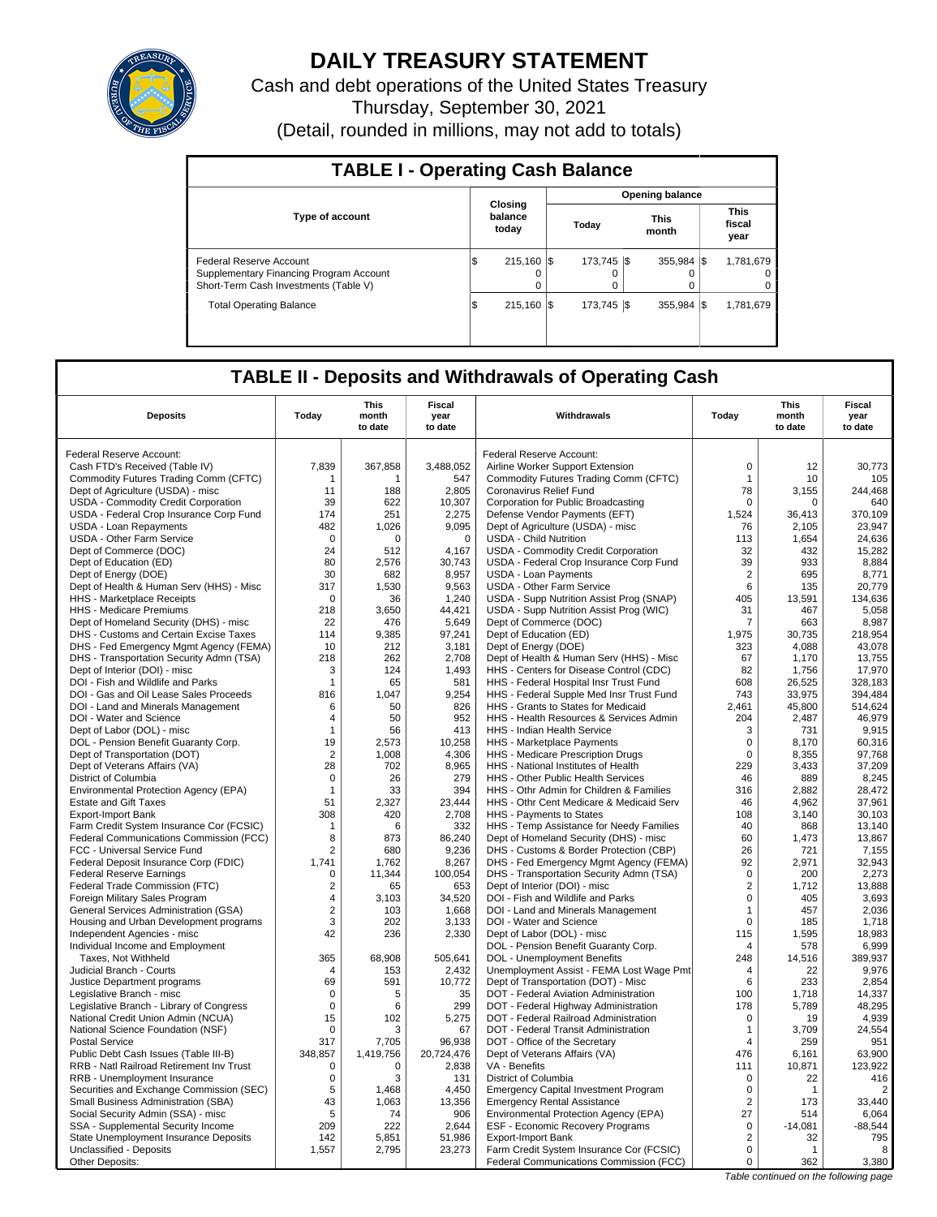# DAILY TREASURY STATEMENT

Cash and debt operations of the United States Treasury

Thursday, September 30, 2021

(Detail, rounded in millions, may not add to totals)

## TABLE I - Operating Cash Balance

| Type of account | Closing balance today | Opening balance Today | Opening balance This month | Opening balance This fiscal year |
|---|---|---|---|---|
| Federal Reserve Account | $ 215,160 | $ 173,745 | $ 355,984 | $ 1,781,679 |
| Supplementary Financing Program Account | 0 | 0 | 0 | 0 |
| Short-Term Cash Investments (Table V) | 0 | 0 | 0 | 0 |
| Total Operating Balance | $ 215,160 | $ 173,745 | $ 355,984 | $ 1,781,679 |

## TABLE II - Deposits and Withdrawals of Operating Cash

| Deposits | Today | This month to date | Fiscal year to date | Withdrawals | Today | This month to date | Fiscal year to date |
|---|---|---|---|---|---|---|---|
| Federal Reserve Account: | | | | Federal Reserve Account: | | | |
| Cash FTD's Received (Table IV) | 7,839 | 367,858 | 3,488,052 | Airline Worker Support Extension | 0 | 12 | 30,773 |
| Commodity Futures Trading Comm (CFTC) | 1 | 1 | 547 | Commodity Futures Trading Comm (CFTC) | 1 | 10 | 105 |
| Dept of Agriculture (USDA) - misc | 11 | 188 | 2,805 | Coronavirus Relief Fund | 78 | 3,155 | 244,468 |
| USDA - Commodity Credit Corporation | 39 | 622 | 10,307 | Corporation for Public Broadcasting | 0 | 0 | 640 |
| USDA - Federal Crop Insurance Corp Fund | 174 | 251 | 2,275 | Defense Vendor Payments (EFT) | 1,524 | 36,413 | 370,109 |
| USDA - Loan Repayments | 482 | 1,026 | 9,095 | Dept of Agriculture (USDA) - misc | 76 | 2,105 | 23,947 |
| USDA - Other Farm Service | 0 | 0 | 0 | USDA - Child Nutrition | 113 | 1,654 | 24,636 |
| Dept of Commerce (DOC) | 24 | 512 | 4,167 | USDA - Commodity Credit Corporation | 32 | 432 | 15,282 |
| Dept of Education (ED) | 80 | 2,576 | 30,743 | USDA - Federal Crop Insurance Corp Fund | 39 | 933 | 8,884 |
| Dept of Energy (DOE) | 30 | 682 | 8,957 | USDA - Loan Payments | 2 | 695 | 8,771 |
| Dept of Health & Human Serv (HHS) - Misc | 317 | 1,530 | 9,563 | USDA - Other Farm Service | 6 | 135 | 20,779 |
| HHS - Marketplace Receipts | 0 | 36 | 1,240 | USDA - Supp Nutrition Assist Prog (SNAP) | 405 | 13,591 | 134,636 |
| HHS - Medicare Premiums | 218 | 3,650 | 44,421 | USDA - Supp Nutrition Assist Prog (WIC) | 31 | 467 | 5,058 |
| Dept of Homeland Security (DHS) - misc | 22 | 476 | 5,649 | Dept of Commerce (DOC) | 7 | 663 | 8,987 |
| DHS - Customs and Certain Excise Taxes | 114 | 9,385 | 97,241 | Dept of Education (ED) | 1,975 | 30,735 | 218,954 |
| DHS - Fed Emergency Mgmt Agency (FEMA) | 10 | 212 | 3,181 | Dept of Energy (DOE) | 323 | 4,088 | 43,078 |
| DHS - Transportation Security Admn (TSA) | 218 | 262 | 2,708 | Dept of Health & Human Serv (HHS) - Misc | 67 | 1,170 | 13,755 |
| Dept of Interior (DOI) - misc | 3 | 124 | 1,493 | HHS - Centers for Disease Control (CDC) | 82 | 1,756 | 17,970 |
| DOI - Fish and Wildlife and Parks | 1 | 65 | 581 | HHS - Federal Hospital Insr Trust Fund | 608 | 26,525 | 328,183 |
| DOI - Gas and Oil Lease Sales Proceeds | 816 | 1,047 | 9,254 | HHS - Federal Supple Med Insr Trust Fund | 743 | 33,975 | 394,484 |
| DOI - Land and Minerals Management | 6 | 50 | 826 | HHS - Grants to States for Medicaid | 2,461 | 45,800 | 514,624 |
| DOI - Water and Science | 4 | 50 | 952 | HHS - Health Resources & Services Admin | 204 | 2,487 | 46,979 |
| Dept of Labor (DOL) - misc | 1 | 56 | 413 | HHS - Indian Health Service | 3 | 731 | 9,915 |
| DOL - Pension Benefit Guaranty Corp. | 19 | 2,573 | 10,258 | HHS - Marketplace Payments | 0 | 8,170 | 60,316 |
| Dept of Transportation (DOT) | 2 | 1,008 | 4,306 | HHS - Medicare Prescription Drugs | 0 | 8,355 | 97,768 |
| Dept of Veterans Affairs (VA) | 28 | 702 | 8,965 | HHS - National Institutes of Health | 229 | 3,433 | 37,209 |
| District of Columbia | 0 | 26 | 279 | HHS - Other Public Health Services | 46 | 889 | 8,245 |
| Environmental Protection Agency (EPA) | 1 | 33 | 394 | HHS - Othr Admin for Children & Families | 316 | 2,882 | 28,472 |
| Estate and Gift Taxes | 51 | 2,327 | 23,444 | HHS - Othr Cent Medicare & Medicaid Serv | 46 | 4,962 | 37,961 |
| Export-Import Bank | 308 | 420 | 2,708 | HHS - Payments to States | 108 | 3,140 | 30,103 |
| Farm Credit System Insurance Cor (FCSIC) | 1 | 6 | 332 | HHS - Temp Assistance for Needy Families | 40 | 868 | 13,140 |
| Federal Communications Commission (FCC) | 8 | 873 | 86,240 | Dept of Homeland Security (DHS) - misc | 60 | 1,473 | 13,867 |
| FCC - Universal Service Fund | 2 | 680 | 9,236 | DHS - Customs & Border Protection (CBP) | 26 | 721 | 7,155 |
| Federal Deposit Insurance Corp (FDIC) | 1,741 | 1,762 | 8,267 | DHS - Fed Emergency Mgmt Agency (FEMA) | 92 | 2,971 | 32,943 |
| Federal Reserve Earnings | 0 | 11,344 | 100,054 | DHS - Transportation Security Admn (TSA) | 0 | 200 | 2,273 |
| Federal Trade Commission (FTC) | 2 | 65 | 653 | Dept of Interior (DOI) - misc | 2 | 1,712 | 13,888 |
| Foreign Military Sales Program | 4 | 3,103 | 34,520 | DOI - Fish and Wildlife and Parks | 0 | 405 | 3,693 |
| General Services Administration (GSA) | 2 | 103 | 1,668 | DOI - Land and Minerals Management | 1 | 457 | 2,036 |
| Housing and Urban Development programs | 3 | 202 | 3,133 | DOI - Water and Science | 0 | 185 | 1,718 |
| Independent Agencies - misc | 42 | 236 | 2,330 | Dept of Labor (DOL) - misc | 115 | 1,595 | 18,983 |
| Individual Income and Employment | | | | DOL - Pension Benefit Guaranty Corp. | 4 | 578 | 6,999 |
| Taxes, Not Withheld | 365 | 68,908 | 505,641 | DOL - Unemployment Benefits | 248 | 14,516 | 389,937 |
| Judicial Branch - Courts | 4 | 153 | 2,432 | Unemployment Assist - FEMA Lost Wage Pmt | 4 | 22 | 9,976 |
| Justice Department programs | 69 | 591 | 10,772 | Dept of Transportation (DOT) - Misc | 6 | 233 | 2,854 |
| Legislative Branch - misc | 0 | 5 | 35 | DOT - Federal Aviation Administration | 100 | 1,718 | 14,337 |
| Legislative Branch - Library of Congress | 0 | 6 | 299 | DOT - Federal Highway Administration | 178 | 5,789 | 48,295 |
| National Credit Union Admin (NCUA) | 15 | 102 | 5,275 | DOT - Federal Railroad Administration | 0 | 19 | 4,939 |
| National Science Foundation (NSF) | 0 | 3 | 67 | DOT - Federal Transit Administration | 1 | 3,709 | 24,554 |
| Postal Service | 317 | 7,705 | 96,938 | DOT - Office of the Secretary | 4 | 259 | 951 |
| Public Debt Cash Issues (Table III-B) | 348,857 | 1,419,756 | 20,724,476 | Dept of Veterans Affairs (VA) | 476 | 6,161 | 63,900 |
| RRB - Natl Railroad Retirement Inv Trust | 0 | 0 | 2,838 | VA - Benefits | 111 | 10,871 | 123,922 |
| RRB - Unemployment Insurance | 0 | 3 | 131 | District of Columbia | 0 | 22 | 416 |
| Securities and Exchange Commission (SEC) | 5 | 1,468 | 4,450 | Emergency Capital Investment Program | 0 | 1 | 2 |
| Small Business Administration (SBA) | 43 | 1,063 | 13,356 | Emergency Rental Assistance | 2 | 173 | 33,440 |
| Social Security Admin (SSA) - misc | 5 | 74 | 906 | Environmental Protection Agency (EPA) | 27 | 514 | 6,064 |
| SSA - Supplemental Security Income | 209 | 222 | 2,644 | ESF - Economic Recovery Programs | 0 | -14,081 | -88,544 |
| State Unemployment Insurance Deposits | 142 | 5,851 | 51,986 | Export-Import Bank | 2 | 32 | 795 |
| Unclassified - Deposits | 1,557 | 2,795 | 23,273 | Farm Credit System Insurance Cor (FCSIC) | 0 | 1 | 8 |
| Other Deposits: | | | | Federal Communications Commission (FCC) | 0 | 362 | 3,380 |

*Table continued on the following page*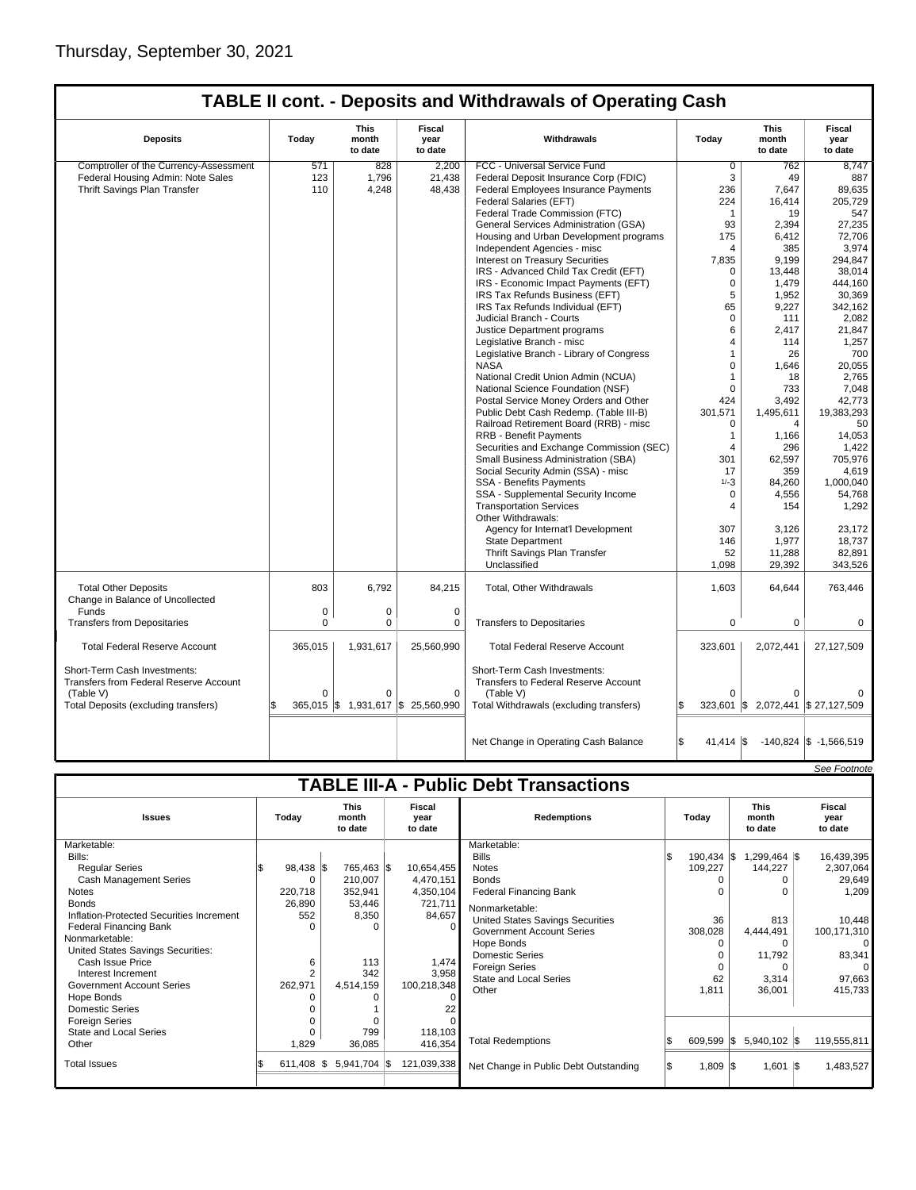Thursday, September 30, 2021

## TABLE II cont. - Deposits and Withdrawals of Operating Cash

| Deposits | Today | This month to date | Fiscal year to date | Withdrawals | Today | This month to date | Fiscal year to date |
|---|---|---|---|---|---|---|---|
| Comptroller of the Currency-Assessment | 571 | 828 | 2,200 | FCC - Universal Service Fund | 0 | 762 | 8,747 |
| Federal Housing Admin: Note Sales | 123 | 1,796 | 21,438 | Federal Deposit Insurance Corp (FDIC) | 3 | 49 | 887 |
| Thrift Savings Plan Transfer | 110 | 4,248 | 48,438 | Federal Employees Insurance Payments | 236 | 7,647 | 89,635 |
| | | | | Federal Salaries (EFT) | 224 | 16,414 | 205,729 |
| | | | | Federal Trade Commission (FTC) | 1 | 19 | 547 |
| | | | | General Services Administration (GSA) | 93 | 2,394 | 27,235 |
| | | | | Housing and Urban Development programs | 175 | 6,412 | 72,706 |
| | | | | Independent Agencies - misc | 4 | 385 | 3,974 |
| | | | | Interest on Treasury Securities | 7,835 | 9,199 | 294,847 |
| | | | | IRS - Advanced Child Tax Credit (EFT) | 0 | 13,448 | 38,014 |
| | | | | IRS - Economic Impact Payments (EFT) | 0 | 1,479 | 444,160 |
| | | | | IRS Tax Refunds Business (EFT) | 5 | 1,952 | 30,369 |
| | | | | IRS Tax Refunds Individual (EFT) | 65 | 9,227 | 342,162 |
| | | | | Judicial Branch - Courts | 0 | 111 | 2,082 |
| | | | | Justice Department programs | 6 | 2,417 | 21,847 |
| | | | | Legislative Branch - misc | 4 | 114 | 1,257 |
| | | | | Legislative Branch - Library of Congress | 1 | 26 | 700 |
| | | | | NASA | 0 | 1,646 | 20,055 |
| | | | | National Credit Union Admin (NCUA) | 1 | 18 | 2,765 |
| | | | | National Science Foundation (NSF) | 0 | 733 | 7,048 |
| | | | | Postal Service Money Orders and Other | 424 | 3,492 | 42,773 |
| | | | | Public Debt Cash Redemp. (Table III-B) | 301,571 | 1,495,611 | 19,383,293 |
| | | | | Railroad Retirement Board (RRB) - misc | 0 | 4 | 50 |
| | | | | RRB - Benefit Payments | 1 | 1,166 | 14,053 |
| | | | | Securities and Exchange Commission (SEC) | 4 | 296 | 1,422 |
| | | | | Small Business Administration (SBA) | 301 | 62,597 | 705,976 |
| | | | | Social Security Admin (SSA) - misc | 17 | 359 | 4,619 |
| | | | | SSA - Benefits Payments | 1/-3 | 84,260 | 1,000,040 |
| | | | | SSA - Supplemental Security Income | 0 | 4,556 | 54,768 |
| | | | | Transportation Services | 4 | 154 | 1,292 |
| | | | | Other Withdrawals: | | | |
| | | | | Agency for Internat'l Development | 307 | 3,126 | 23,172 |
| | | | | State Department | 146 | 1,977 | 18,737 |
| | | | | Thrift Savings Plan Transfer | 52 | 11,288 | 82,891 |
| | | | | Unclassified | 1,098 | 29,392 | 343,526 |
| Total Other Deposits | 803 | 6,792 | 84,215 | Total, Other Withdrawals | 1,603 | 64,644 | 763,446 |
| Change in Balance of Uncollected Funds | 0 | 0 | 0 | | | | |
| Transfers from Depositaries | 0 | 0 | 0 | Transfers to Depositaries | 0 | 0 | 0 |
| Total Federal Reserve Account | 365,015 | 1,931,617 | 25,560,990 | Total Federal Reserve Account | 323,601 | 2,072,441 | 27,127,509 |
| Short-Term Cash Investments: Transfers from Federal Reserve Account (Table V) | 0 | 0 | 0 | Short-Term Cash Investments: Transfers to Federal Reserve Account (Table V) | 0 | 0 | 0 |
| Total Deposits (excluding transfers) | $ 365,015 | $ 1,931,617 | $ 25,560,990 | Total Withdrawals (excluding transfers) | $ 323,601 | $ 2,072,441 | $ 27,127,509 |
| | | | | Net Change in Operating Cash Balance | $ 41,414 | $ -140,824 | $ -1,566,519 |

*See Footnote*

## TABLE III-A - Public Debt Transactions

| Issues | Today | This month to date | Fiscal year to date | Redemptions | Today | This month to date | Fiscal year to date |
|---|---|---|---|---|---|---|---|
| Marketable: | | | | Marketable: | | | |
| Bills: | | | | Bills | $ 190,434 | $ 1,299,464 | $ 16,439,395 |
| Regular Series | $ 98,438 | $ 765,463 | $ 10,654,455 | Notes | 109,227 | 144,227 | 2,307,064 |
| Cash Management Series | 0 | 210,007 | 4,470,151 | Bonds | 0 | 0 | 29,649 |
| Notes | 220,718 | 352,941 | 4,350,104 | Federal Financing Bank | 0 | 0 | 1,209 |
| Bonds | 26,890 | 53,446 | 721,711 | Nonmarketable: | | | |
| Inflation-Protected Securities Increment | 552 | 8,350 | 84,657 | United States Savings Securities | 36 | 813 | 10,448 |
| Federal Financing Bank | 0 | 0 | 0 | Government Account Series | 308,028 | 4,444,491 | 100,171,310 |
| Nonmarketable: | | | | Hope Bonds | 0 | 0 | 0 |
| United States Savings Securities: | | | | Domestic Series | 0 | 11,792 | 83,341 |
| Cash Issue Price | 6 | 113 | 1,474 | Foreign Series | 0 | 0 | 0 |
| Interest Increment | 2 | 342 | 3,958 | State and Local Series | 62 | 3,314 | 97,663 |
| Government Account Series | 262,971 | 4,514,159 | 100,218,348 | Other | 1,811 | 36,001 | 415,733 |
| Hope Bonds | 0 | 0 | 0 | | | | |
| Domestic Series | 0 | 1 | 22 | | | | |
| Foreign Series | 0 | 0 | 0 | | | | |
| State and Local Series | 0 | 799 | 118,103 | | | | |
| Other | 1,829 | 36,085 | 416,354 | Total Redemptions | $ 609,599 | $ 5,940,102 | $ 119,555,811 |
| Total Issues | $ 611,408 | $ 5,941,704 | $ 121,039,338 | Net Change in Public Debt Outstanding | $ 1,809 | $ 1,601 | $ 1,483,527 |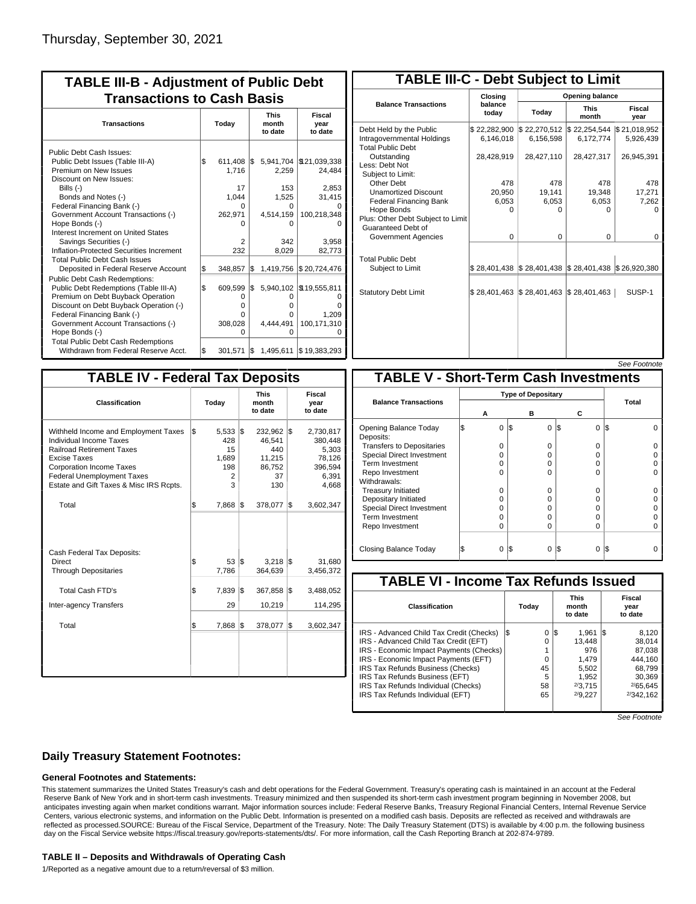Thursday, September 30, 2021

## TABLE III-B - Adjustment of Public Debt Transactions to Cash Basis

| Transactions | Today | This month to date | Fiscal year to date |
|---|---|---|---|
| Public Debt Cash Issues: | | | |
| Public Debt Issues (Table III-A) | $ 611,408 | $ 5,941,704 | $ 21,039,338 |
| Premium on New Issues | 1,716 | 2,259 | 24,484 |
| Discount on New Issues: | | | |
| Bills (-) | 17 | 153 | 2,853 |
| Bonds and Notes (-) | 1,044 | 1,525 | 31,415 |
| Federal Financing Bank (-) | 0 | 0 | 0 |
| Government Account Transactions (-) | 262,971 | 4,514,159 | 100,218,348 |
| Hope Bonds (-) | 0 | 0 | 0 |
| Interest Increment on United States Savings Securities (-) | 2 | 342 | 3,958 |
| Inflation-Protected Securities Increment | 232 | 8,029 | 82,773 |
| Total Public Debt Cash Issues Deposited in Federal Reserve Account | $ 348,857 | $ 1,419,756 | $ 20,724,476 |
| Public Debt Cash Redemptions: | | | |
| Public Debt Redemptions (Table III-A) | $ 609,599 | $ 5,940,102 | $ 19,555,811 |
| Premium on Debt Buyback Operation | 0 | 0 | 0 |
| Discount on Debt Buyback Operation (-) | 0 | 0 | 0 |
| Federal Financing Bank (-) | 0 | 0 | 1,209 |
| Government Account Transactions (-) | 308,028 | 4,444,491 | 100,171,310 |
| Hope Bonds (-) | 0 | 0 | 0 |
| Total Public Debt Cash Redemptions Withdrawn from Federal Reserve Acct. | $ 301,571 | $ 1,495,611 | $ 19,383,293 |

## TABLE III-C - Debt Subject to Limit

| Balance Transactions | Closing balance today | Opening balance Today | Opening balance This month | Opening balance Fiscal year |
|---|---|---|---|---|
| Debt Held by the Public | $ 22,282,900 | $ 22,270,512 | $ 22,254,544 | $ 21,018,952 |
| Intragovernmental Holdings | 6,146,018 | 6,156,598 | 6,172,774 | 5,926,439 |
| Total Public Debt Outstanding | 28,428,919 | 28,427,110 | 28,427,317 | 26,945,391 |
| Less: Debt Not Subject to Limit: | | | | |
| Other Debt | 478 | 478 | 478 | 478 |
| Unamortized Discount | 20,950 | 19,141 | 19,348 | 17,271 |
| Federal Financing Bank | 6,053 | 6,053 | 6,053 | 7,262 |
| Hope Bonds | 0 | 0 | 0 | 0 |
| Plus: Other Debt Subject to Limit Guaranteed Debt of Government Agencies | 0 | 0 | 0 | 0 |
| Total Public Debt Subject to Limit | $ 28,401,438 | $ 28,401,438 | $ 28,401,438 | $ 26,920,380 |
| Statutory Debt Limit | $ 28,401,463 | $ 28,401,463 | $ 28,401,463 | SUSP-1 |

*See Footnote*

## TABLE IV - Federal Tax Deposits

| Classification | Today | This month to date | Fiscal year to date |
|---|---|---|---|
| Withheld Income and Employment Taxes | $ 5,533 | $ 232,962 | $ 2,730,817 |
| Individual Income Taxes | 428 | 46,541 | 380,448 |
| Railroad Retirement Taxes | 15 | 440 | 5,303 |
| Excise Taxes | 1,689 | 11,215 | 78,126 |
| Corporation Income Taxes | 198 | 86,752 | 396,594 |
| Federal Unemployment Taxes | 2 | 37 | 6,391 |
| Estate and Gift Taxes & Misc IRS Rcpts. | 3 | 130 | 4,668 |
| Total | $ 7,868 | $ 378,077 | $ 3,602,347 |
| Cash Federal Tax Deposits: | | | |
| Direct | $ 53 | $ 3,218 | $ 31,680 |
| Through Depositaries | 7,786 | 364,639 | 3,456,372 |
| Total Cash FTD's | $ 7,839 | $ 367,858 | $ 3,488,052 |
| Inter-agency Transfers | 29 | 10,219 | 114,295 |
| Total | $ 7,868 | $ 378,077 | $ 3,602,347 |

## TABLE V - Short-Term Cash Investments

| Balance Transactions | A | B | C | Total |
|---|---|---|---|---|
| Opening Balance Today | $ 0 | $ 0 | $ 0 | $ 0 |
| Deposits: | | | | |
| Transfers to Depositaries | 0 | 0 | 0 | 0 |
| Special Direct Investment | 0 | 0 | 0 | 0 |
| Term Investment | 0 | 0 | 0 | 0 |
| Repo Investment | 0 | 0 | 0 | 0 |
| Withdrawals: | | | | |
| Treasury Initiated | 0 | 0 | 0 | 0 |
| Depositary Initiated | 0 | 0 | 0 | 0 |
| Special Direct Investment | 0 | 0 | 0 | 0 |
| Term Investment | 0 | 0 | 0 | 0 |
| Repo Investment | 0 | 0 | 0 | 0 |
| Closing Balance Today | $ 0 | $ 0 | $ 0 | $ 0 |

## TABLE VI - Income Tax Refunds Issued

| Classification | Today | This month to date | Fiscal year to date |
|---|---|---|---|
| IRS - Advanced Child Tax Credit (Checks) | $ 0 | $ 1,961 | $ 8,120 |
| IRS - Advanced Child Tax Credit (EFT) | 0 | 13,448 | 38,014 |
| IRS - Economic Impact Payments (Checks) | 1 | 976 | 87,038 |
| IRS - Economic Impact Payments (EFT) | 0 | 1,479 | 444,160 |
| IRS Tax Refunds Business (Checks) | 45 | 5,502 | 68,799 |
| IRS Tax Refunds Business (EFT) | 5 | 1,952 | 30,369 |
| IRS Tax Refunds Individual (Checks) | 58 | 2/3,715 | 2/65,645 |
| IRS Tax Refunds Individual (EFT) | 65 | 2/9,227 | 2/342,162 |

*See Footnote*

### Daily Treasury Statement Footnotes:

#### General Footnotes and Statements:

This statement summarizes the United States Treasury's cash and debt operations for the Federal Government. Treasury's operating cash is maintained in an account at the Federal Reserve Bank of New York and in short-term cash investments. Treasury minimized and then suspended its short-term cash investment program beginning in November 2008, but anticipates investing again when market conditions warrant. Major information sources include: Federal Reserve Banks, Treasury Regional Financial Centers, Internal Revenue Service Centers, various electronic systems, and information on the Public Debt. Information is presented on a modified cash basis. Deposits are reflected as received and withdrawals are reflected as processed.SOURCE: Bureau of the Fiscal Service, Department of the Treasury. Note: The Daily Treasury Statement (DTS) is available by 4:00 p.m. the following business day on the Fiscal Service website https://fiscal.treasury.gov/reports-statements/dts/. For more information, call the Cash Reporting Branch at 202-874-9789.

#### TABLE II – Deposits and Withdrawals of Operating Cash

1/Reported as a negative amount due to a return/reversal of $3 million.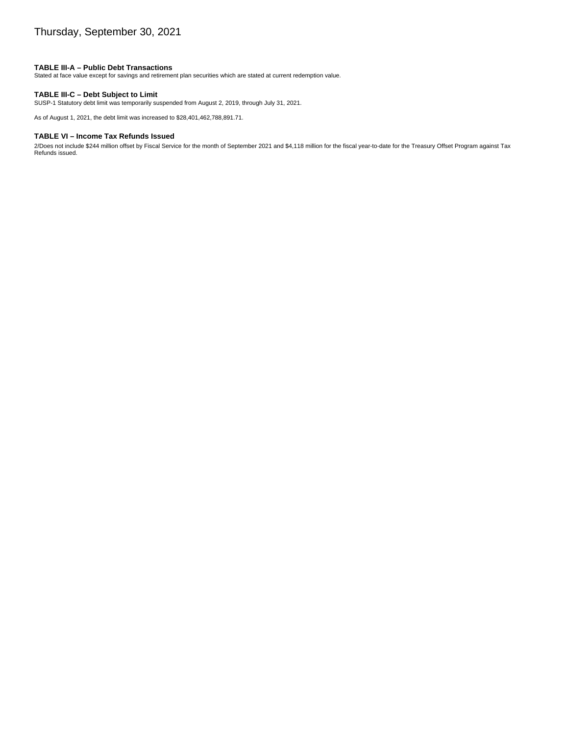Thursday, September 30, 2021

### TABLE III-A – Public Debt Transactions

Stated at face value except for savings and retirement plan securities which are stated at current redemption value.

### TABLE III-C – Debt Subject to Limit

SUSP-1 Statutory debt limit was temporarily suspended from August 2, 2019, through July 31, 2021.

As of August 1, 2021, the debt limit was increased to $28,401,462,788,891.71.

### TABLE VI – Income Tax Refunds Issued

2/Does not include $244 million offset by Fiscal Service for the month of September 2021 and $4,118 million for the fiscal year-to-date for the Treasury Offset Program against Tax Refunds issued.